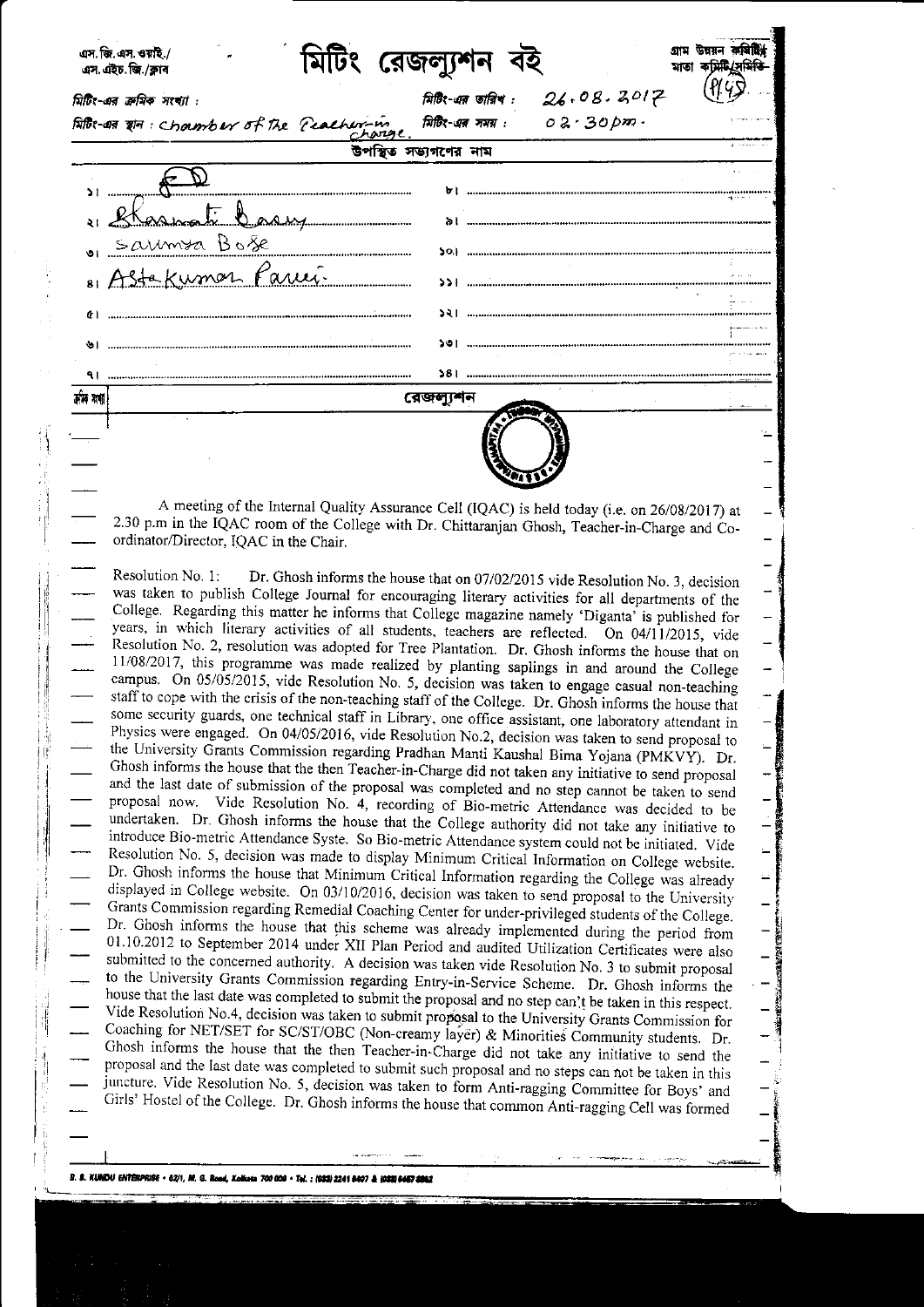এস.জি.এস.ওয়াই./ এস.এইচ.জি./ক্লাব

# মিটিং রেজল্যুশন বই

গ্রাম উন্নয়ন কমিটি/ মাতা কমিটি/সমিতি-

(P.45)

মিটিং-এর ক্রমিক সংখ্যা :

মিটিং-এর তারিখ : 26.08.2017

মিটিং-এর স্থান : Chamber of the Teacher-in-Charge.

মিটিং-এর সময় : 02.30pm.

উপস্থিত সভ্যগণের নাম

| | | | |
|---|---|---|---|
| ১। | (signature) | ৮। | |
| ২। | Prasanta Basu | ৯। | |
| ৩। | Saumya Bose | ১০। | |
| ৪। | Asta Kumar Parui | ১১। | |
| ৫। | | ১২। | |
| ৬। | | ১৩। | |
| ৭। | | ১৪। | |

ক্রমিক সংখ্যা | রেজল্যুশন

A meeting of the Internal Quality Assurance Cell (IQAC) is held today (i.e. on 26/08/2017) at 2.30 p.m in the IQAC room of the College with Dr. Chittaranjan Ghosh, Teacher-in-Charge and Co-ordinator/Director, IQAC in the Chair.

Resolution No. 1: Dr. Ghosh informs the house that on 07/02/2015 vide Resolution No. 3, decision was taken to publish College Journal for encouraging literary activities for all departments of the College. Regarding this matter he informs that College magazine namely 'Diganta' is published for years, in which literary activities of all students, teachers are reflected. On 04/11/2015, vide Resolution No. 2, resolution was adopted for Tree Plantation. Dr. Ghosh informs the house that on 11/08/2017, this programme was made realized by planting saplings in and around the College campus. On 05/05/2015, vide Resolution No. 5, decision was taken to engage casual non-teaching staff to cope with the crisis of the non-teaching staff of the College. Dr. Ghosh informs the house that some security guards, one technical staff in Library, one office assistant, one laboratory attendant in Physics were engaged. On 04/05/2016, vide Resolution No.2, decision was taken to send proposal to the University Grants Commission regarding Pradhan Manti Kaushal Bima Yojana (PMKVY). Dr. Ghosh informs the house that the then Teacher-in-Charge did not taken any initiative to send proposal and the last date of submission of the proposal was completed and no step cannot be taken to send proposal now. Vide Resolution No. 4, recording of Bio-metric Attendance was decided to be undertaken. Dr. Ghosh informs the house that the College authority did not take any initiative to introduce Bio-metric Attendance Syste. So Bio-metric Attendance system could not be initiated. Vide Resolution No. 5, decision was made to display Minimum Critical Information on College website. Dr. Ghosh informs the house that Minimum Critical Information regarding the College was already displayed in College website. On 03/10/2016, decision was taken to send proposal to the University Grants Commission regarding Remedial Coaching Center for under-privileged students of the College. Dr. Ghosh informs the house that this scheme was already implemented during the period from 01.10.2012 to September 2014 under XII Plan Period and audited Utilization Certificates were also submitted to the concerned authority. A decision was taken vide Resolution No. 3 to submit proposal to the University Grants Commission regarding Entry-in-Service Scheme. Dr. Ghosh informs the house that the last date was completed to submit the proposal and no step can't be taken in this respect. Vide Resolution No.4, decision was taken to submit proposal to the University Grants Commission for Coaching for NET/SET for SC/ST/OBC (Non-creamy layer) & Minorities Community students. Dr. Ghosh informs the house that the then Teacher-in-Charge did not take any initiative to send the proposal and the last date was completed to submit such proposal and no steps can not be taken in this juncture. Vide Resolution No. 5, decision was taken to form Anti-ragging Committee for Boys' and Girls' Hostel of the College. Dr. Ghosh informs the house that common Anti-ragging Cell was formed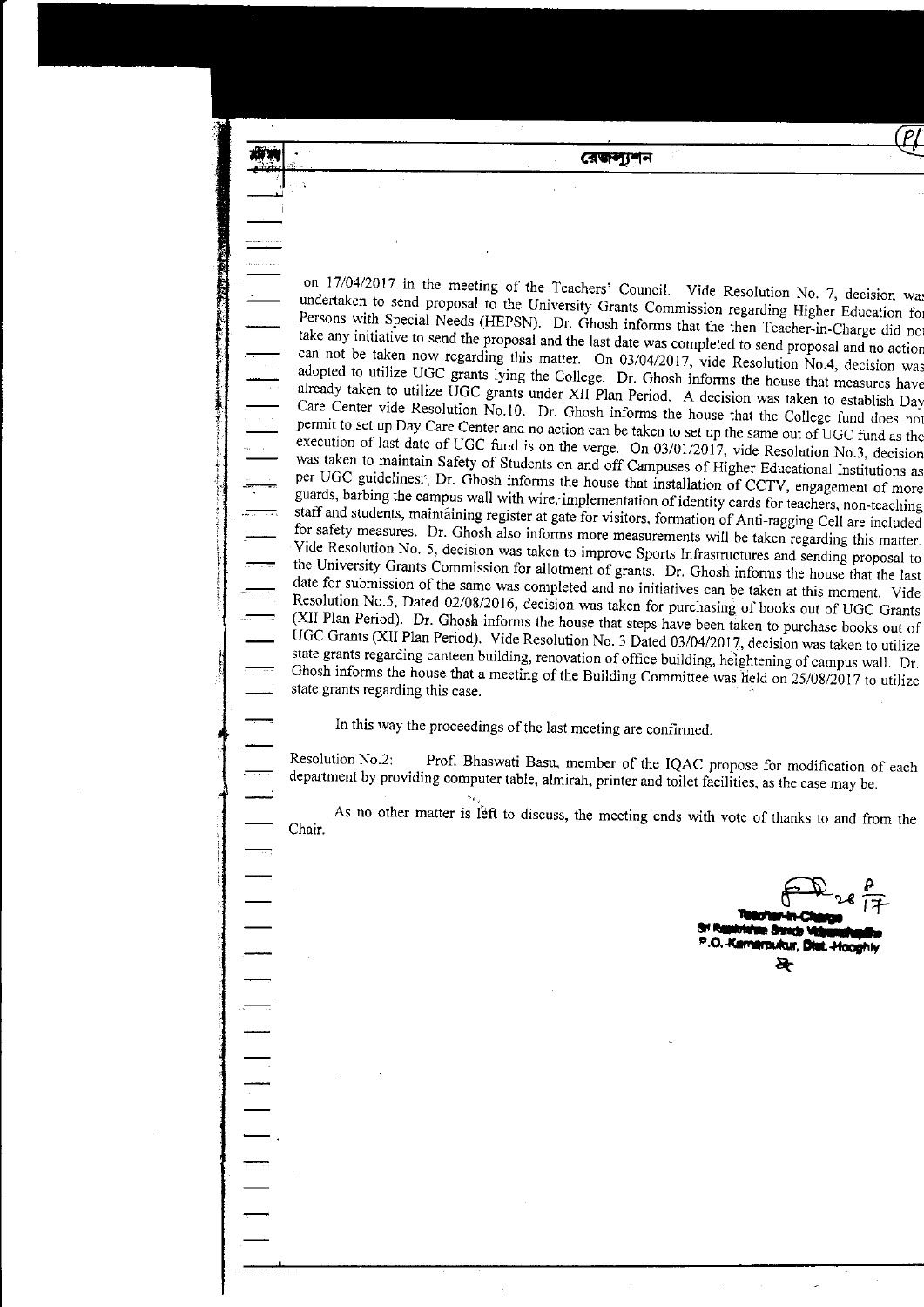রেজল্যুশন

on 17/04/2017 in the meeting of the Teachers' Council. Vide Resolution No. 7, decision was undertaken to send proposal to the University Grants Commission regarding Higher Education for Persons with Special Needs (HEPSN). Dr. Ghosh informs that the then Teacher-in-Charge did not take any initiative to send the proposal and the last date was completed to send proposal and no action can not be taken now regarding this matter. On 03/04/2017, vide Resolution No.4, decision was adopted to utilize UGC grants lying the College. Dr. Ghosh informs the house that measures have already taken to utilize UGC grants under XII Plan Period. A decision was taken to establish Day Care Center vide Resolution No.10. Dr. Ghosh informs the house that the College fund does not permit to set up Day Care Center and no action can be taken to set up the same out of UGC fund as the execution of last date of UGC fund is on the verge. On 03/01/2017, vide Resolution No.3, decision was taken to maintain Safety of Students on and off Campuses of Higher Educational Institutions as per UGC guidelines. Dr. Ghosh informs the house that installation of CCTV, engagement of more guards, barbing the campus wall with wire, implementation of identity cards for teachers, non-teaching staff and students, maintaining register at gate for visitors, formation of Anti-ragging Cell are included for safety measures. Dr. Ghosh also informs more measurements will be taken regarding this matter. Vide Resolution No. 5, decision was taken to improve Sports Infrastructures and sending proposal to the University Grants Commission for allotment of grants. Dr. Ghosh informs the house that the last date for submission of the same was completed and no initiatives can be taken at this moment. Vide Resolution No.5, Dated 02/08/2016, decision was taken for purchasing of books out of UGC Grants (XII Plan Period). Dr. Ghosh informs the house that steps have been taken to purchase books out of UGC Grants (XII Plan Period). Vide Resolution No. 3 Dated 03/04/2017, decision was taken to utilize state grants regarding canteen building, renovation of office building, heightening of campus wall. Dr. Ghosh informs the house that a meeting of the Building Committee was held on 25/08/2017 to utilize state grants regarding this case.

In this way the proceedings of the last meeting are confirmed.

Resolution No.2: Prof. Bhaswati Basu, member of the IQAC propose for modification of each department by providing computer table, almirah, printer and toilet facilities, as the case may be.

As no other matter is left to discuss, the meeting ends with vote of thanks to and from the Chair.

28/8/17

Teacher-in-Charge
Sri Ramkrishna Sarada Vidyamahapitha
P.O.-Kamarpukur, Dist.-Hooghly